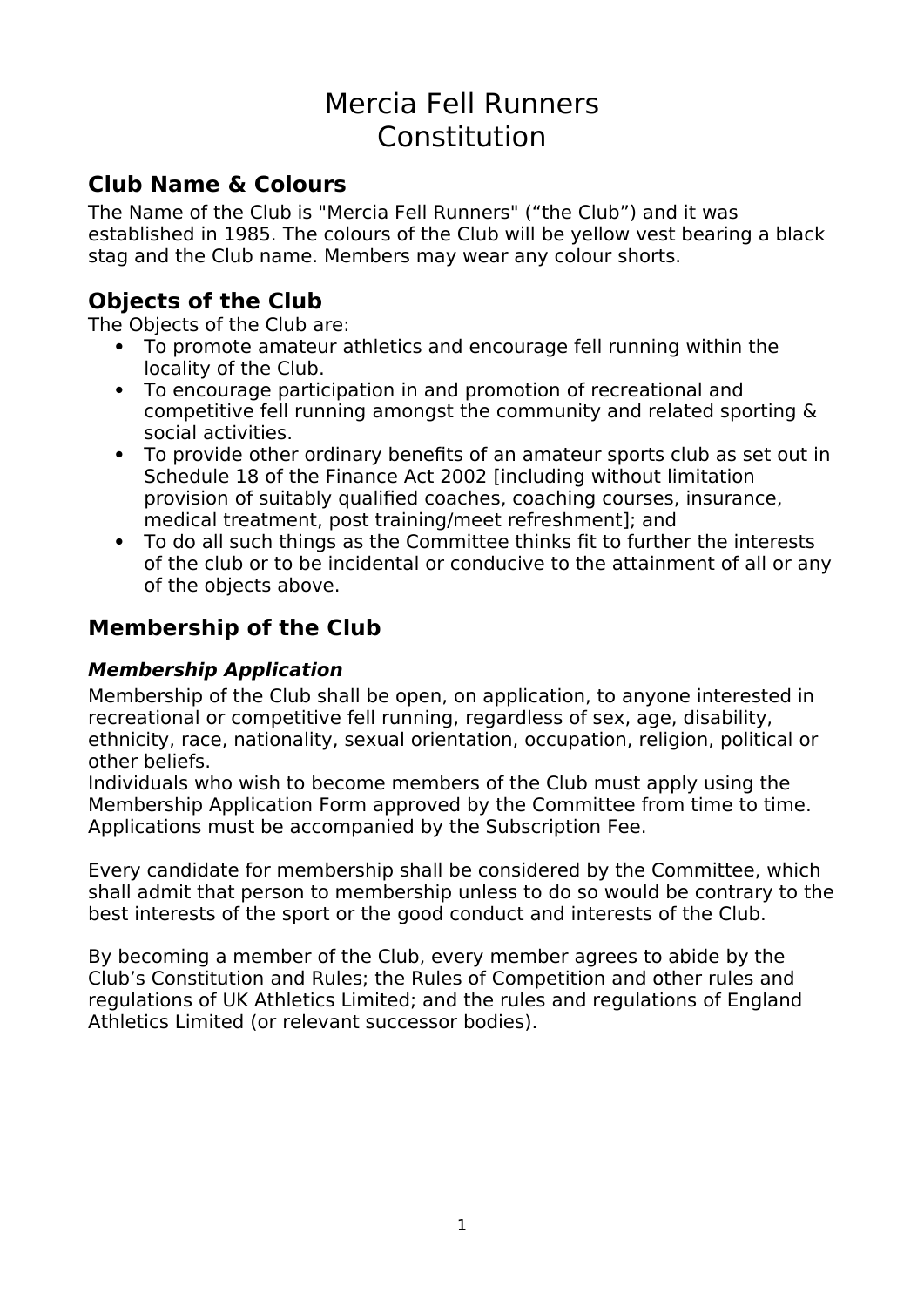# Mercia Fell Runners
# Constitution

## Club Name & Colours

The Name of the Club is "Mercia Fell Runners" ("the Club") and it was established in 1985. The colours of the Club will be yellow vest bearing a black stag and the Club name. Members may wear any colour shorts.

## Objects of the Club

The Objects of the Club are:

- To promote amateur athletics and encourage fell running within the locality of the Club.
- To encourage participation in and promotion of recreational and competitive fell running amongst the community and related sporting & social activities.
- To provide other ordinary benefits of an amateur sports club as set out in Schedule 18 of the Finance Act 2002 [including without limitation provision of suitably qualified coaches, coaching courses, insurance, medical treatment, post training/meet refreshment]; and
- To do all such things as the Committee thinks fit to further the interests of the club or to be incidental or conducive to the attainment of all or any of the objects above.

## Membership of the Club

### *Membership Application*

Membership of the Club shall be open, on application, to anyone interested in recreational or competitive fell running, regardless of sex, age, disability, ethnicity, race, nationality, sexual orientation, occupation, religion, political or other beliefs.
Individuals who wish to become members of the Club must apply using the Membership Application Form approved by the Committee from time to time. Applications must be accompanied by the Subscription Fee.

Every candidate for membership shall be considered by the Committee, which shall admit that person to membership unless to do so would be contrary to the best interests of the sport or the good conduct and interests of the Club.

By becoming a member of the Club, every member agrees to abide by the Club's Constitution and Rules; the Rules of Competition and other rules and regulations of UK Athletics Limited; and the rules and regulations of England Athletics Limited (or relevant successor bodies).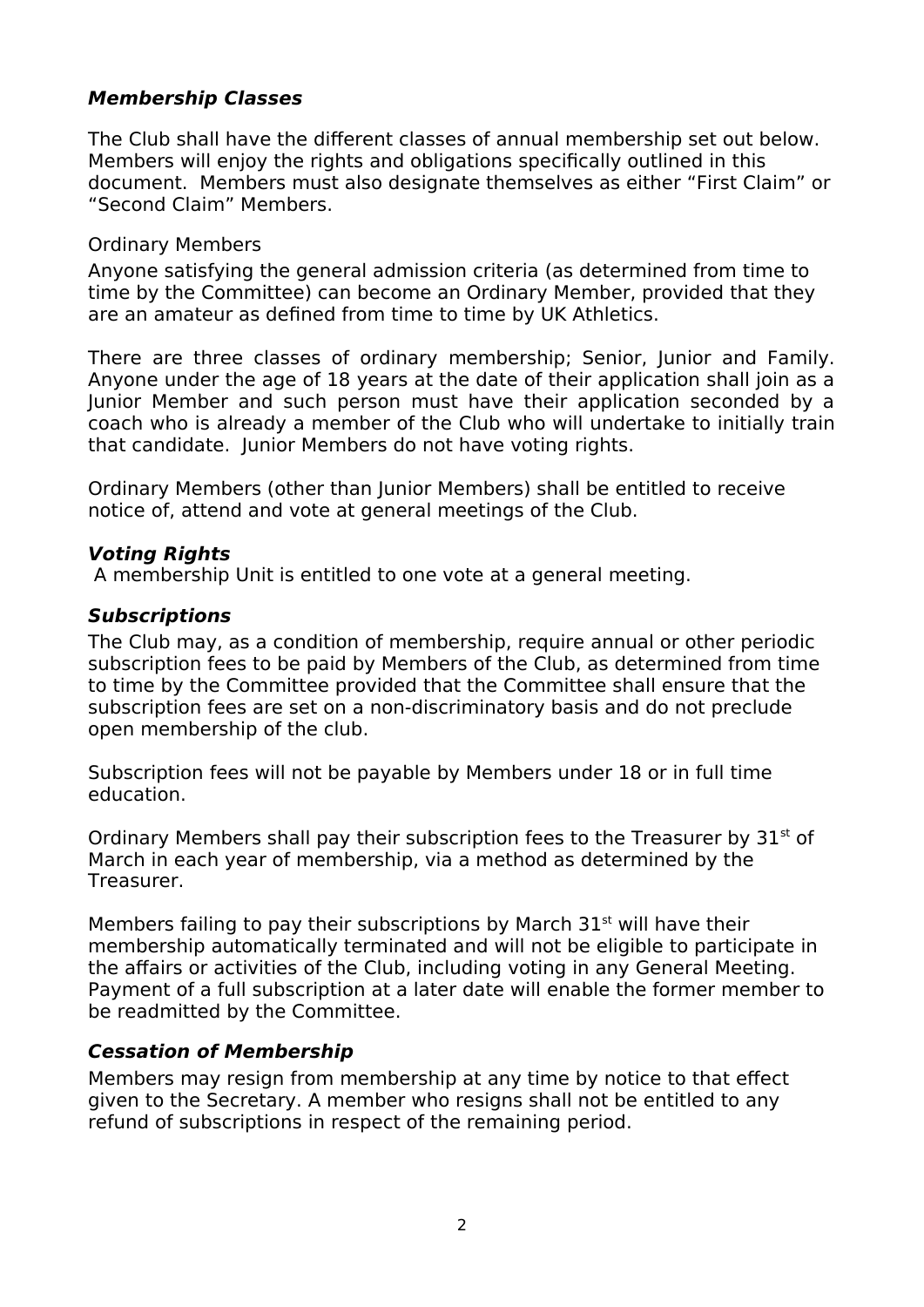### ***Membership Classes***

The Club shall have the different classes of annual membership set out below. Members will enjoy the rights and obligations specifically outlined in this document. Members must also designate themselves as either "First Claim" or "Second Claim" Members.

Ordinary Members

Anyone satisfying the general admission criteria (as determined from time to time by the Committee) can become an Ordinary Member, provided that they are an amateur as defined from time to time by UK Athletics.

There are three classes of ordinary membership; Senior, Junior and Family. Anyone under the age of 18 years at the date of their application shall join as a Junior Member and such person must have their application seconded by a coach who is already a member of the Club who will undertake to initially train that candidate. Junior Members do not have voting rights.

Ordinary Members (other than Junior Members) shall be entitled to receive notice of, attend and vote at general meetings of the Club.

### ***Voting Rights***

A membership Unit is entitled to one vote at a general meeting.

### ***Subscriptions***

The Club may, as a condition of membership, require annual or other periodic subscription fees to be paid by Members of the Club, as determined from time to time by the Committee provided that the Committee shall ensure that the subscription fees are set on a non-discriminatory basis and do not preclude open membership of the club.

Subscription fees will not be payable by Members under 18 or in full time education.

Ordinary Members shall pay their subscription fees to the Treasurer by 31st of March in each year of membership, via a method as determined by the Treasurer.

Members failing to pay their subscriptions by March 31st will have their membership automatically terminated and will not be eligible to participate in the affairs or activities of the Club, including voting in any General Meeting. Payment of a full subscription at a later date will enable the former member to be readmitted by the Committee.

### ***Cessation of Membership***

Members may resign from membership at any time by notice to that effect given to the Secretary. A member who resigns shall not be entitled to any refund of subscriptions in respect of the remaining period.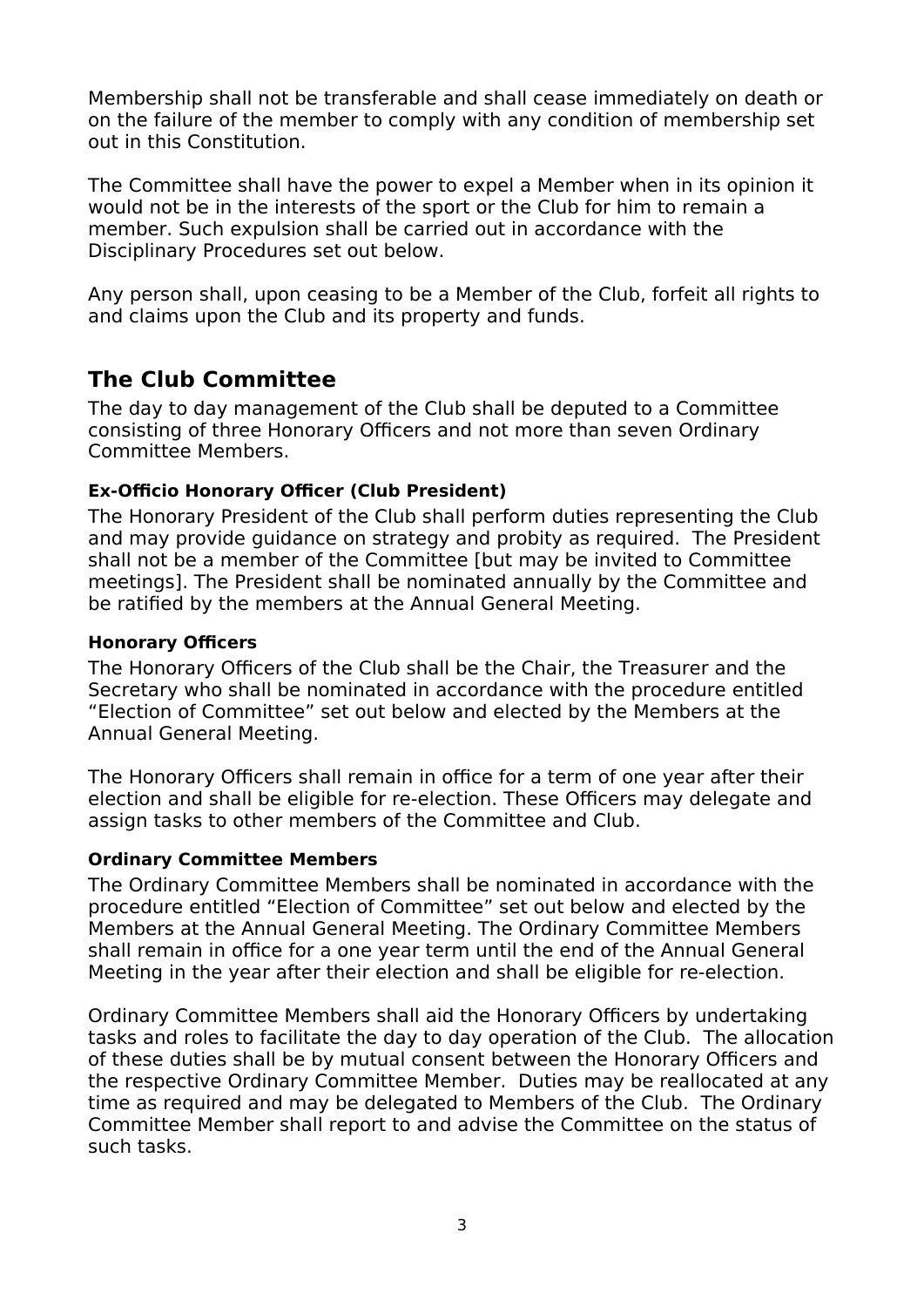Membership shall not be transferable and shall cease immediately on death or on the failure of the member to comply with any condition of membership set out in this Constitution.

The Committee shall have the power to expel a Member when in its opinion it would not be in the interests of the sport or the Club for him to remain a member. Such expulsion shall be carried out in accordance with the Disciplinary Procedures set out below.

Any person shall, upon ceasing to be a Member of the Club, forfeit all rights to and claims upon the Club and its property and funds.

## The Club Committee

The day to day management of the Club shall be deputed to a Committee consisting of three Honorary Officers and not more than seven Ordinary Committee Members.

#### Ex-Officio Honorary Officer (Club President)

The Honorary President of the Club shall perform duties representing the Club and may provide guidance on strategy and probity as required. The President shall not be a member of the Committee [but may be invited to Committee meetings]. The President shall be nominated annually by the Committee and be ratified by the members at the Annual General Meeting.

#### Honorary Officers

The Honorary Officers of the Club shall be the Chair, the Treasurer and the Secretary who shall be nominated in accordance with the procedure entitled "Election of Committee" set out below and elected by the Members at the Annual General Meeting.

The Honorary Officers shall remain in office for a term of one year after their election and shall be eligible for re-election. These Officers may delegate and assign tasks to other members of the Committee and Club.

#### Ordinary Committee Members

The Ordinary Committee Members shall be nominated in accordance with the procedure entitled "Election of Committee" set out below and elected by the Members at the Annual General Meeting. The Ordinary Committee Members shall remain in office for a one year term until the end of the Annual General Meeting in the year after their election and shall be eligible for re-election.

Ordinary Committee Members shall aid the Honorary Officers by undertaking tasks and roles to facilitate the day to day operation of the Club. The allocation of these duties shall be by mutual consent between the Honorary Officers and the respective Ordinary Committee Member. Duties may be reallocated at any time as required and may be delegated to Members of the Club. The Ordinary Committee Member shall report to and advise the Committee on the status of such tasks.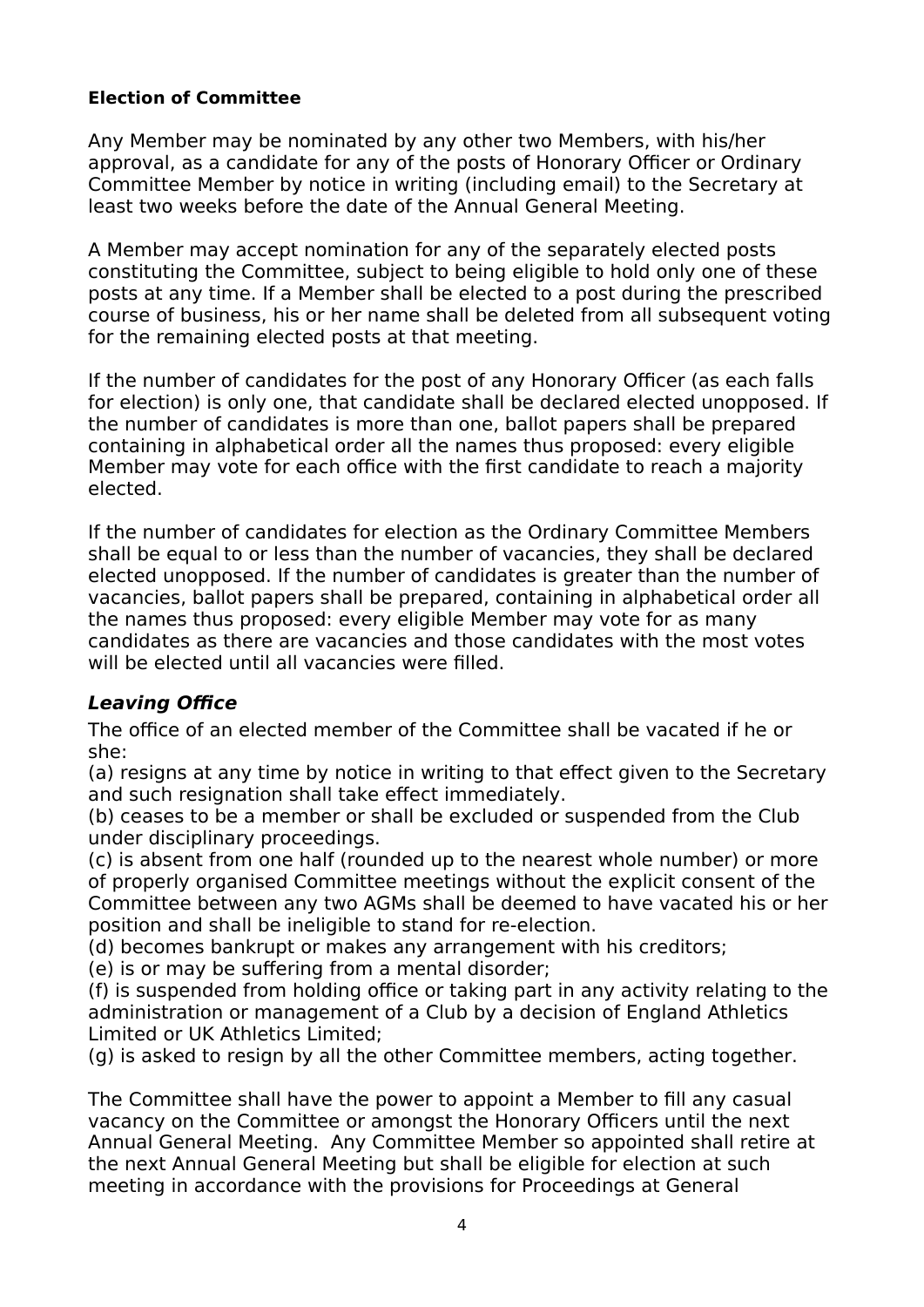**Election of Committee**

Any Member may be nominated by any other two Members, with his/her approval, as a candidate for any of the posts of Honorary Officer or Ordinary Committee Member by notice in writing (including email) to the Secretary at least two weeks before the date of the Annual General Meeting.

A Member may accept nomination for any of the separately elected posts constituting the Committee, subject to being eligible to hold only one of these posts at any time. If a Member shall be elected to a post during the prescribed course of business, his or her name shall be deleted from all subsequent voting for the remaining elected posts at that meeting.

If the number of candidates for the post of any Honorary Officer (as each falls for election) is only one, that candidate shall be declared elected unopposed. If the number of candidates is more than one, ballot papers shall be prepared containing in alphabetical order all the names thus proposed: every eligible Member may vote for each office with the first candidate to reach a majority elected.

If the number of candidates for election as the Ordinary Committee Members shall be equal to or less than the number of vacancies, they shall be declared elected unopposed. If the number of candidates is greater than the number of vacancies, ballot papers shall be prepared, containing in alphabetical order all the names thus proposed: every eligible Member may vote for as many candidates as there are vacancies and those candidates with the most votes will be elected until all vacancies were filled.

***Leaving Office***

The office of an elected member of the Committee shall be vacated if he or she:
(a) resigns at any time by notice in writing to that effect given to the Secretary and such resignation shall take effect immediately.
(b) ceases to be a member or shall be excluded or suspended from the Club under disciplinary proceedings.
(c) is absent from one half (rounded up to the nearest whole number) or more of properly organised Committee meetings without the explicit consent of the Committee between any two AGMs shall be deemed to have vacated his or her position and shall be ineligible to stand for re-election.
(d) becomes bankrupt or makes any arrangement with his creditors;
(e) is or may be suffering from a mental disorder;
(f) is suspended from holding office or taking part in any activity relating to the administration or management of a Club by a decision of England Athletics Limited or UK Athletics Limited;
(g) is asked to resign by all the other Committee members, acting together.

The Committee shall have the power to appoint a Member to fill any casual vacancy on the Committee or amongst the Honorary Officers until the next Annual General Meeting. Any Committee Member so appointed shall retire at the next Annual General Meeting but shall be eligible for election at such meeting in accordance with the provisions for Proceedings at General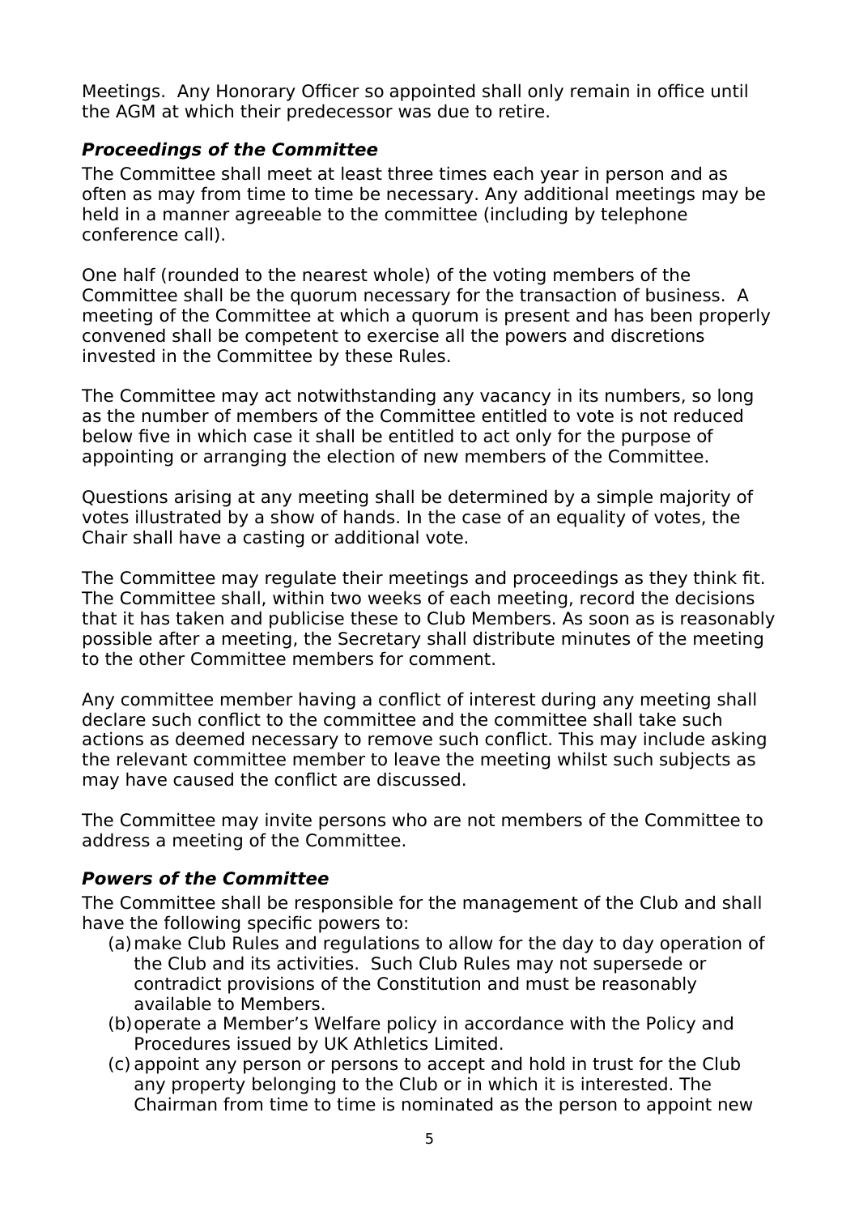Meetings. Any Honorary Officer so appointed shall only remain in office until the AGM at which their predecessor was due to retire.

### ***Proceedings of the Committee***

The Committee shall meet at least three times each year in person and as often as may from time to time be necessary. Any additional meetings may be held in a manner agreeable to the committee (including by telephone conference call).

One half (rounded to the nearest whole) of the voting members of the Committee shall be the quorum necessary for the transaction of business. A meeting of the Committee at which a quorum is present and has been properly convened shall be competent to exercise all the powers and discretions invested in the Committee by these Rules.

The Committee may act notwithstanding any vacancy in its numbers, so long as the number of members of the Committee entitled to vote is not reduced below five in which case it shall be entitled to act only for the purpose of appointing or arranging the election of new members of the Committee.

Questions arising at any meeting shall be determined by a simple majority of votes illustrated by a show of hands. In the case of an equality of votes, the Chair shall have a casting or additional vote.

The Committee may regulate their meetings and proceedings as they think fit. The Committee shall, within two weeks of each meeting, record the decisions that it has taken and publicise these to Club Members. As soon as is reasonably possible after a meeting, the Secretary shall distribute minutes of the meeting to the other Committee members for comment.

Any committee member having a conflict of interest during any meeting shall declare such conflict to the committee and the committee shall take such actions as deemed necessary to remove such conflict. This may include asking the relevant committee member to leave the meeting whilst such subjects as may have caused the conflict are discussed.

The Committee may invite persons who are not members of the Committee to address a meeting of the Committee.

### ***Powers of the Committee***

The Committee shall be responsible for the management of the Club and shall have the following specific powers to:

(a) make Club Rules and regulations to allow for the day to day operation of the Club and its activities. Such Club Rules may not supersede or contradict provisions of the Constitution and must be reasonably available to Members.

(b) operate a Member's Welfare policy in accordance with the Policy and Procedures issued by UK Athletics Limited.

(c) appoint any person or persons to accept and hold in trust for the Club any property belonging to the Club or in which it is interested. The Chairman from time to time is nominated as the person to appoint new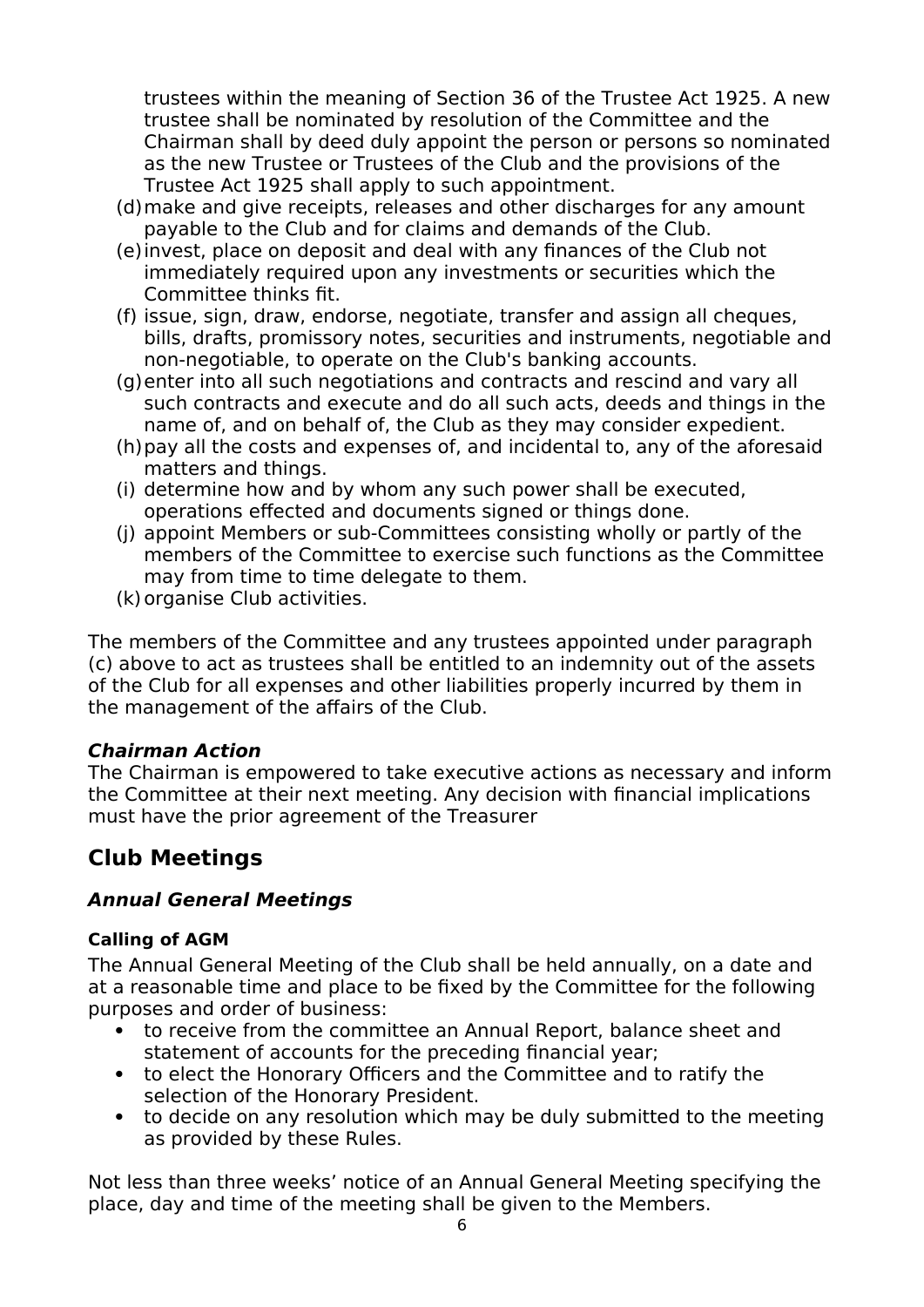trustees within the meaning of Section 36 of the Trustee Act 1925. A new trustee shall be nominated by resolution of the Committee and the Chairman shall by deed duly appoint the person or persons so nominated as the new Trustee or Trustees of the Club and the provisions of the Trustee Act 1925 shall apply to such appointment.

(d) make and give receipts, releases and other discharges for any amount payable to the Club and for claims and demands of the Club.

(e) invest, place on deposit and deal with any finances of the Club not immediately required upon any investments or securities which the Committee thinks fit.

(f) issue, sign, draw, endorse, negotiate, transfer and assign all cheques, bills, drafts, promissory notes, securities and instruments, negotiable and non-negotiable, to operate on the Club's banking accounts.

(g) enter into all such negotiations and contracts and rescind and vary all such contracts and execute and do all such acts, deeds and things in the name of, and on behalf of, the Club as they may consider expedient.

(h) pay all the costs and expenses of, and incidental to, any of the aforesaid matters and things.

(i) determine how and by whom any such power shall be executed, operations effected and documents signed or things done.

(j) appoint Members or sub-Committees consisting wholly or partly of the members of the Committee to exercise such functions as the Committee may from time to time delegate to them.

(k) organise Club activities.

The members of the Committee and any trustees appointed under paragraph (c) above to act as trustees shall be entitled to an indemnity out of the assets of the Club for all expenses and other liabilities properly incurred by them in the management of the affairs of the Club.

### *Chairman Action*

The Chairman is empowered to take executive actions as necessary and inform the Committee at their next meeting. Any decision with financial implications must have the prior agreement of the Treasurer

## Club Meetings

### *Annual General Meetings*

#### Calling of AGM

The Annual General Meeting of the Club shall be held annually, on a date and at a reasonable time and place to be fixed by the Committee for the following purposes and order of business:

- to receive from the committee an Annual Report, balance sheet and statement of accounts for the preceding financial year;
- to elect the Honorary Officers and the Committee and to ratify the selection of the Honorary President.
- to decide on any resolution which may be duly submitted to the meeting as provided by these Rules.

Not less than three weeks' notice of an Annual General Meeting specifying the place, day and time of the meeting shall be given to the Members.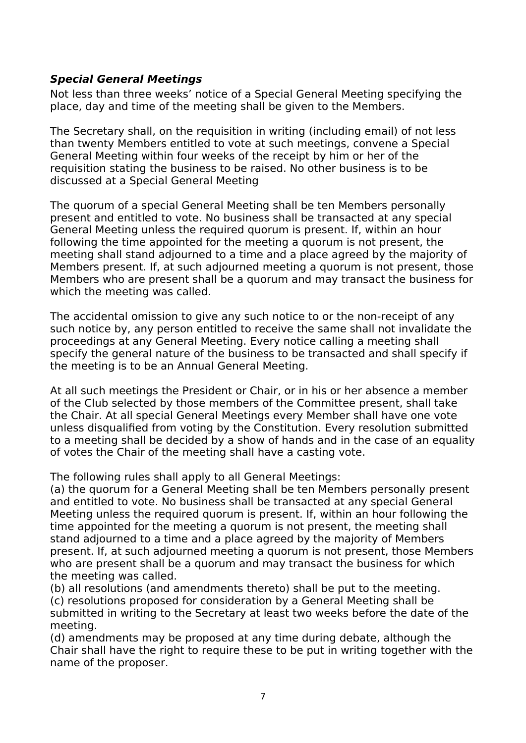### ***Special General Meetings***

Not less than three weeks' notice of a Special General Meeting specifying the place, day and time of the meeting shall be given to the Members.

The Secretary shall, on the requisition in writing (including email) of not less than twenty Members entitled to vote at such meetings, convene a Special General Meeting within four weeks of the receipt by him or her of the requisition stating the business to be raised. No other business is to be discussed at a Special General Meeting

The quorum of a special General Meeting shall be ten Members personally present and entitled to vote. No business shall be transacted at any special General Meeting unless the required quorum is present. If, within an hour following the time appointed for the meeting a quorum is not present, the meeting shall stand adjourned to a time and a place agreed by the majority of Members present. If, at such adjourned meeting a quorum is not present, those Members who are present shall be a quorum and may transact the business for which the meeting was called.

The accidental omission to give any such notice to or the non-receipt of any such notice by, any person entitled to receive the same shall not invalidate the proceedings at any General Meeting. Every notice calling a meeting shall specify the general nature of the business to be transacted and shall specify if the meeting is to be an Annual General Meeting.

At all such meetings the President or Chair, or in his or her absence a member of the Club selected by those members of the Committee present, shall take the Chair. At all special General Meetings every Member shall have one vote unless disqualified from voting by the Constitution. Every resolution submitted to a meeting shall be decided by a show of hands and in the case of an equality of votes the Chair of the meeting shall have a casting vote.

The following rules shall apply to all General Meetings:

(a) the quorum for a General Meeting shall be ten Members personally present and entitled to vote. No business shall be transacted at any special General Meeting unless the required quorum is present. If, within an hour following the time appointed for the meeting a quorum is not present, the meeting shall stand adjourned to a time and a place agreed by the majority of Members present. If, at such adjourned meeting a quorum is not present, those Members who are present shall be a quorum and may transact the business for which the meeting was called.

(b) all resolutions (and amendments thereto) shall be put to the meeting.

(c) resolutions proposed for consideration by a General Meeting shall be submitted in writing to the Secretary at least two weeks before the date of the meeting.

(d) amendments may be proposed at any time during debate, although the Chair shall have the right to require these to be put in writing together with the name of the proposer.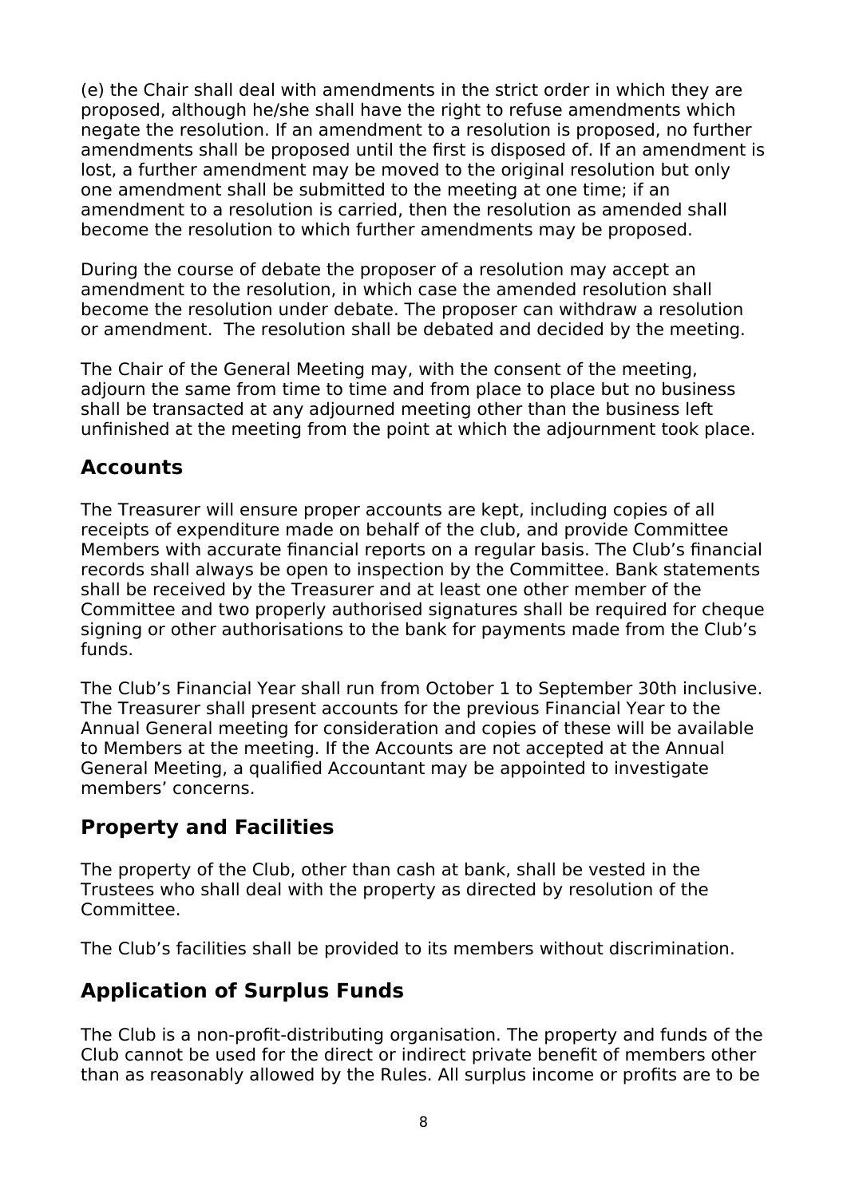(e) the Chair shall deal with amendments in the strict order in which they are proposed, although he/she shall have the right to refuse amendments which negate the resolution. If an amendment to a resolution is proposed, no further amendments shall be proposed until the first is disposed of. If an amendment is lost, a further amendment may be moved to the original resolution but only one amendment shall be submitted to the meeting at one time; if an amendment to a resolution is carried, then the resolution as amended shall become the resolution to which further amendments may be proposed.

During the course of debate the proposer of a resolution may accept an amendment to the resolution, in which case the amended resolution shall become the resolution under debate. The proposer can withdraw a resolution or amendment. The resolution shall be debated and decided by the meeting.

The Chair of the General Meeting may, with the consent of the meeting, adjourn the same from time to time and from place to place but no business shall be transacted at any adjourned meeting other than the business left unfinished at the meeting from the point at which the adjournment took place.

## Accounts

The Treasurer will ensure proper accounts are kept, including copies of all receipts of expenditure made on behalf of the club, and provide Committee Members with accurate financial reports on a regular basis. The Club's financial records shall always be open to inspection by the Committee. Bank statements shall be received by the Treasurer and at least one other member of the Committee and two properly authorised signatures shall be required for cheque signing or other authorisations to the bank for payments made from the Club's funds.

The Club's Financial Year shall run from October 1 to September 30th inclusive. The Treasurer shall present accounts for the previous Financial Year to the Annual General meeting for consideration and copies of these will be available to Members at the meeting. If the Accounts are not accepted at the Annual General Meeting, a qualified Accountant may be appointed to investigate members' concerns.

## Property and Facilities

The property of the Club, other than cash at bank, shall be vested in the Trustees who shall deal with the property as directed by resolution of the Committee.

The Club's facilities shall be provided to its members without discrimination.

## Application of Surplus Funds

The Club is a non-profit-distributing organisation. The property and funds of the Club cannot be used for the direct or indirect private benefit of members other than as reasonably allowed by the Rules. All surplus income or profits are to be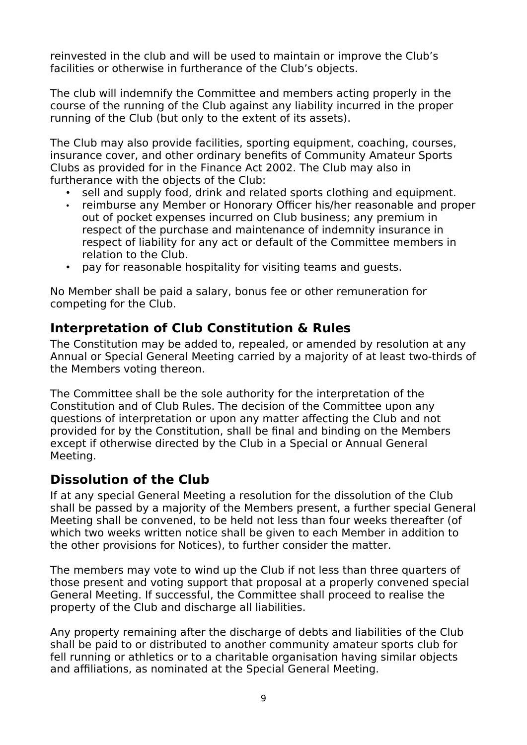reinvested in the club and will be used to maintain or improve the Club's facilities or otherwise in furtherance of the Club's objects.

The club will indemnify the Committee and members acting properly in the course of the running of the Club against any liability incurred in the proper running of the Club (but only to the extent of its assets).

The Club may also provide facilities, sporting equipment, coaching, courses, insurance cover, and other ordinary benefits of Community Amateur Sports Clubs as provided for in the Finance Act 2002. The Club may also in furtherance with the objects of the Club:

- sell and supply food, drink and related sports clothing and equipment.
- reimburse any Member or Honorary Officer his/her reasonable and proper out of pocket expenses incurred on Club business; any premium in respect of the purchase and maintenance of indemnity insurance in respect of liability for any act or default of the Committee members in relation to the Club.
- pay for reasonable hospitality for visiting teams and guests.

No Member shall be paid a salary, bonus fee or other remuneration for competing for the Club.

## Interpretation of Club Constitution & Rules

The Constitution may be added to, repealed, or amended by resolution at any Annual or Special General Meeting carried by a majority of at least two-thirds of the Members voting thereon.

The Committee shall be the sole authority for the interpretation of the Constitution and of Club Rules. The decision of the Committee upon any questions of interpretation or upon any matter affecting the Club and not provided for by the Constitution, shall be final and binding on the Members except if otherwise directed by the Club in a Special or Annual General Meeting.

## Dissolution of the Club

If at any special General Meeting a resolution for the dissolution of the Club shall be passed by a majority of the Members present, a further special General Meeting shall be convened, to be held not less than four weeks thereafter (of which two weeks written notice shall be given to each Member in addition to the other provisions for Notices), to further consider the matter.

The members may vote to wind up the Club if not less than three quarters of those present and voting support that proposal at a properly convened special General Meeting. If successful, the Committee shall proceed to realise the property of the Club and discharge all liabilities.

Any property remaining after the discharge of debts and liabilities of the Club shall be paid to or distributed to another community amateur sports club for fell running or athletics or to a charitable organisation having similar objects and affiliations, as nominated at the Special General Meeting.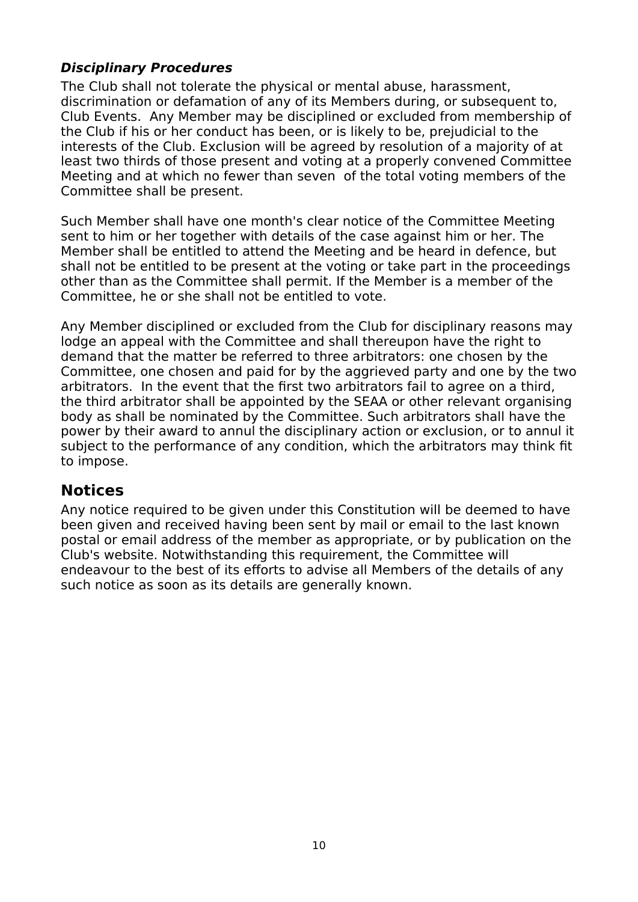### ***Disciplinary Procedures***

The Club shall not tolerate the physical or mental abuse, harassment, discrimination or defamation of any of its Members during, or subsequent to, Club Events. Any Member may be disciplined or excluded from membership of the Club if his or her conduct has been, or is likely to be, prejudicial to the interests of the Club. Exclusion will be agreed by resolution of a majority of at least two thirds of those present and voting at a properly convened Committee Meeting and at which no fewer than seven of the total voting members of the Committee shall be present.

Such Member shall have one month's clear notice of the Committee Meeting sent to him or her together with details of the case against him or her. The Member shall be entitled to attend the Meeting and be heard in defence, but shall not be entitled to be present at the voting or take part in the proceedings other than as the Committee shall permit. If the Member is a member of the Committee, he or she shall not be entitled to vote.

Any Member disciplined or excluded from the Club for disciplinary reasons may lodge an appeal with the Committee and shall thereupon have the right to demand that the matter be referred to three arbitrators: one chosen by the Committee, one chosen and paid for by the aggrieved party and one by the two arbitrators. In the event that the first two arbitrators fail to agree on a third, the third arbitrator shall be appointed by the SEAA or other relevant organising body as shall be nominated by the Committee. Such arbitrators shall have the power by their award to annul the disciplinary action or exclusion, or to annul it subject to the performance of any condition, which the arbitrators may think fit to impose.

## **Notices**

Any notice required to be given under this Constitution will be deemed to have been given and received having been sent by mail or email to the last known postal or email address of the member as appropriate, or by publication on the Club's website. Notwithstanding this requirement, the Committee will endeavour to the best of its efforts to advise all Members of the details of any such notice as soon as its details are generally known.